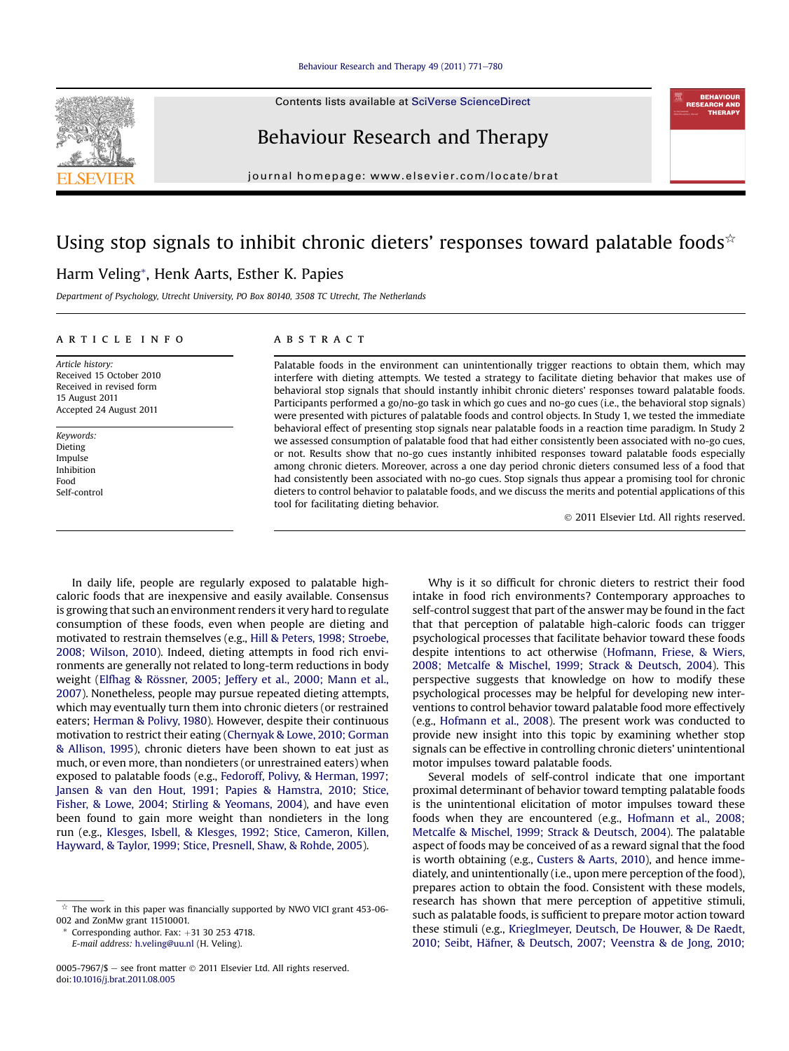# Using stop signals to inhibit chronic dieters' responses toward palatable foods☆

Harm Veling*, Henk Aarts, Esther K. Papies

Department of Psychology, Utrecht University, PO Box 80140, 3508 TC Utrecht, The Netherlands

## ARTICLE INFO

*Article history:*
Received 15 October 2010
Received in revised form
15 August 2011
Accepted 24 August 2011

*Keywords:*
Dieting
Impulse
Inhibition
Food
Self-control

## ABSTRACT

Palatable foods in the environment can unintentionally trigger reactions to obtain them, which may interfere with dieting attempts. We tested a strategy to facilitate dieting behavior that makes use of behavioral stop signals that should instantly inhibit chronic dieters' responses toward palatable foods. Participants performed a go/no-go task in which go cues and no-go cues (i.e., the behavioral stop signals) were presented with pictures of palatable foods and control objects. In Study 1, we tested the immediate behavioral effect of presenting stop signals near palatable foods in a reaction time paradigm. In Study 2 we assessed consumption of palatable food that had either consistently been associated with no-go cues, or not. Results show that no-go cues instantly inhibited responses toward palatable foods especially among chronic dieters. Moreover, across a one day period chronic dieters consumed less of a food that had consistently been associated with no-go cues. Stop signals thus appear a promising tool for chronic dieters to control behavior to palatable foods, and we discuss the merits and potential applications of this tool for facilitating dieting behavior.

© 2011 Elsevier Ltd. All rights reserved.

In daily life, people are regularly exposed to palatable high-caloric foods that are inexpensive and easily available. Consensus is growing that such an environment renders it very hard to regulate consumption of these foods, even when people are dieting and motivated to restrain themselves (e.g., Hill & Peters, 1998; Stroebe, 2008; Wilson, 2010). Indeed, dieting attempts in food rich environments are generally not related to long-term reductions in body weight (Elfhag & Rössner, 2005; Jeffery et al., 2000; Mann et al., 2007). Nonetheless, people may pursue repeated dieting attempts, which may eventually turn them into chronic dieters (or restrained eaters; Herman & Polivy, 1980). However, despite their continuous motivation to restrict their eating (Chernyak & Lowe, 2010; Gorman & Allison, 1995), chronic dieters have been shown to eat just as much, or even more, than nondieters (or unrestrained eaters) when exposed to palatable foods (e.g., Fedoroff, Polivy, & Herman, 1997; Jansen & van den Hout, 1991; Papies & Hamstra, 2010; Stice, Fisher, & Lowe, 2004; Stirling & Yeomans, 2004), and have even been found to gain more weight than nondieters in the long run (e.g., Klesges, Isbell, & Klesges, 1992; Stice, Cameron, Killen, Hayward, & Taylor, 1999; Stice, Presnell, Shaw, & Rohde, 2005).

Why is it so difficult for chronic dieters to restrict their food intake in food rich environments? Contemporary approaches to self-control suggest that part of the answer may be found in the fact that that perception of palatable high-caloric foods can trigger psychological processes that facilitate behavior toward these foods despite intentions to act otherwise (Hofmann, Friese, & Wiers, 2008; Metcalfe & Mischel, 1999; Strack & Deutsch, 2004). This perspective suggests that knowledge on how to modify these psychological processes may be helpful for developing new interventions to control behavior toward palatable food more effectively (e.g., Hofmann et al., 2008). The present work was conducted to provide new insight into this topic by examining whether stop signals can be effective in controlling chronic dieters' unintentional motor impulses toward palatable foods.

Several models of self-control indicate that one important proximal determinant of behavior toward tempting palatable foods is the unintentional elicitation of motor impulses toward these foods when they are encountered (e.g., Hofmann et al., 2008; Metcalfe & Mischel, 1999; Strack & Deutsch, 2004). The palatable aspect of foods may be conceived of as a reward signal that the food is worth obtaining (e.g., Custers & Aarts, 2010), and hence immediately, and unintentionally (i.e., upon mere perception of the food), prepares action to obtain the food. Consistent with these models, research has shown that mere perception of appetitive stimuli, such as palatable foods, is sufficient to prepare motor action toward these stimuli (e.g., Krieglmeyer, Deutsch, De Houwer, & De Raedt, 2010; Seibt, Häfner, & Deutsch, 2007; Veenstra & de Jong, 2010;

☆ The work in this paper was financially supported by NWO VICI grant 453-06-002 and ZonMw grant 11510001.

* Corresponding author. Fax: +31 30 253 4718.
*E-mail address:* h.veling@uu.nl (H. Veling).

0005-7967/$ – see front matter © 2011 Elsevier Ltd. All rights reserved.
doi:10.1016/j.brat.2011.08.005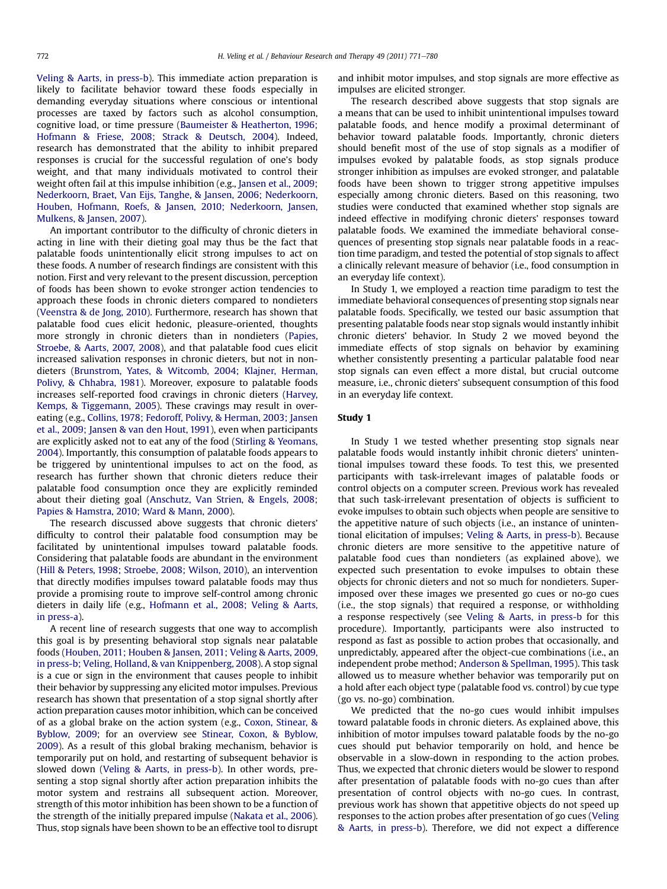Veling & Aarts, in press-b). This immediate action preparation is likely to facilitate behavior toward these foods especially in demanding everyday situations where conscious or intentional processes are taxed by factors such as alcohol consumption, cognitive load, or time pressure (Baumeister & Heatherton, 1996; Hofmann & Friese, 2008; Strack & Deutsch, 2004). Indeed, research has demonstrated that the ability to inhibit prepared responses is crucial for the successful regulation of one's body weight, and that many individuals motivated to control their weight often fail at this impulse inhibition (e.g., Jansen et al., 2009; Nederkoorn, Braet, Van Eijs, Tanghe, & Jansen, 2006; Nederkoorn, Houben, Hofmann, Roefs, & Jansen, 2010; Nederkoorn, Jansen, Mulkens, & Jansen, 2007).

An important contributor to the difficulty of chronic dieters in acting in line with their dieting goal may thus be the fact that palatable foods unintentionally elicit strong impulses to act on these foods. A number of research findings are consistent with this notion. First and very relevant to the present discussion, perception of foods has been shown to evoke stronger action tendencies to approach these foods in chronic dieters compared to nondieters (Veenstra & de Jong, 2010). Furthermore, research has shown that palatable food cues elicit hedonic, pleasure-oriented, thoughts more strongly in chronic dieters than in nondieters (Papies, Stroebe, & Aarts, 2007, 2008), and that palatable food cues elicit increased salivation responses in chronic dieters, but not in nondieters (Brunstrom, Yates, & Witcomb, 2004; Klajner, Herman, Polivy, & Chhabra, 1981). Moreover, exposure to palatable foods increases self-reported food cravings in chronic dieters (Harvey, Kemps, & Tiggemann, 2005). These cravings may result in overeating (e.g., Collins, 1978; Fedoroff, Polivy, & Herman, 2003; Jansen et al., 2009; Jansen & van den Hout, 1991), even when participants are explicitly asked not to eat any of the food (Stirling & Yeomans, 2004). Importantly, this consumption of palatable foods appears to be triggered by unintentional impulses to act on the food, as research has further shown that chronic dieters reduce their palatable food consumption once they are explicitly reminded about their dieting goal (Anschutz, Van Strien, & Engels, 2008; Papies & Hamstra, 2010; Ward & Mann, 2000).

The research discussed above suggests that chronic dieters' difficulty to control their palatable food consumption may be facilitated by unintentional impulses toward palatable foods. Considering that palatable foods are abundant in the environment (Hill & Peters, 1998; Stroebe, 2008; Wilson, 2010), an intervention that directly modifies impulses toward palatable foods may thus provide a promising route to improve self-control among chronic dieters in daily life (e.g., Hofmann et al., 2008; Veling & Aarts, in press-a).

A recent line of research suggests that one way to accomplish this goal is by presenting behavioral stop signals near palatable foods (Houben, 2011; Houben & Jansen, 2011; Veling & Aarts, 2009, in press-b; Veling, Holland, & van Knippenberg, 2008). A stop signal is a cue or sign in the environment that causes people to inhibit their behavior by suppressing any elicited motor impulses. Previous research has shown that presentation of a stop signal shortly after action preparation causes motor inhibition, which can be conceived of as a global brake on the action system (e.g., Coxon, Stinear, & Byblow, 2009; for an overview see Stinear, Coxon, & Byblow, 2009). As a result of this global braking mechanism, behavior is temporarily put on hold, and restarting of subsequent behavior is slowed down (Veling & Aarts, in press-b). In other words, presenting a stop signal shortly after action preparation inhibits the motor system and restrains all subsequent action. Moreover, strength of this motor inhibition has been shown to be a function of the strength of the initially prepared impulse (Nakata et al., 2006). Thus, stop signals have been shown to be an effective tool to disrupt and inhibit motor impulses, and stop signals are more effective as impulses are elicited stronger.

The research described above suggests that stop signals are a means that can be used to inhibit unintentional impulses toward palatable foods, and hence modify a proximal determinant of behavior toward palatable foods. Importantly, chronic dieters should benefit most of the use of stop signals as a modifier of impulses evoked by palatable foods, as stop signals produce stronger inhibition as impulses are evoked stronger, and palatable foods have been shown to trigger strong appetitive impulses especially among chronic dieters. Based on this reasoning, two studies were conducted that examined whether stop signals are indeed effective in modifying chronic dieters' responses toward palatable foods. We examined the immediate behavioral consequences of presenting stop signals near palatable foods in a reaction time paradigm, and tested the potential of stop signals to affect a clinically relevant measure of behavior (i.e., food consumption in an everyday life context).

In Study 1, we employed a reaction time paradigm to test the immediate behavioral consequences of presenting stop signals near palatable foods. Specifically, we tested our basic assumption that presenting palatable foods near stop signals would instantly inhibit chronic dieters' behavior. In Study 2 we moved beyond the immediate effects of stop signals on behavior by examining whether consistently presenting a particular palatable food near stop signals can even effect a more distal, but crucial outcome measure, i.e., chronic dieters' subsequent consumption of this food in an everyday life context.

## Study 1

In Study 1 we tested whether presenting stop signals near palatable foods would instantly inhibit chronic dieters' unintentional impulses toward these foods. To test this, we presented participants with task-irrelevant images of palatable foods or control objects on a computer screen. Previous work has revealed that such task-irrelevant presentation of objects is sufficient to evoke impulses to obtain such objects when people are sensitive to the appetitive nature of such objects (i.e., an instance of unintentional elicitation of impulses; Veling & Aarts, in press-b). Because chronic dieters are more sensitive to the appetitive nature of palatable food cues than nondieters (as explained above), we expected such presentation to evoke impulses to obtain these objects for chronic dieters and not so much for nondieters. Superimposed over these images we presented go cues or no-go cues (i.e., the stop signals) that required a response, or withholding a response respectively (see Veling & Aarts, in press-b for this procedure). Importantly, participants were also instructed to respond as fast as possible to action probes that occasionally, and unpredictably, appeared after the object-cue combinations (i.e., an independent probe method; Anderson & Spellman, 1995). This task allowed us to measure whether behavior was temporarily put on a hold after each object type (palatable food vs. control) by cue type (go vs. no-go) combination.

We predicted that the no-go cues would inhibit impulses toward palatable foods in chronic dieters. As explained above, this inhibition of motor impulses toward palatable foods by the no-go cues should put behavior temporarily on hold, and hence be observable in a slow-down in responding to the action probes. Thus, we expected that chronic dieters would be slower to respond after presentation of palatable foods with no-go cues than after presentation of control objects with no-go cues. In contrast, previous work has shown that appetitive objects do not speed up responses to the action probes after presentation of go cues (Veling & Aarts, in press-b). Therefore, we did not expect a difference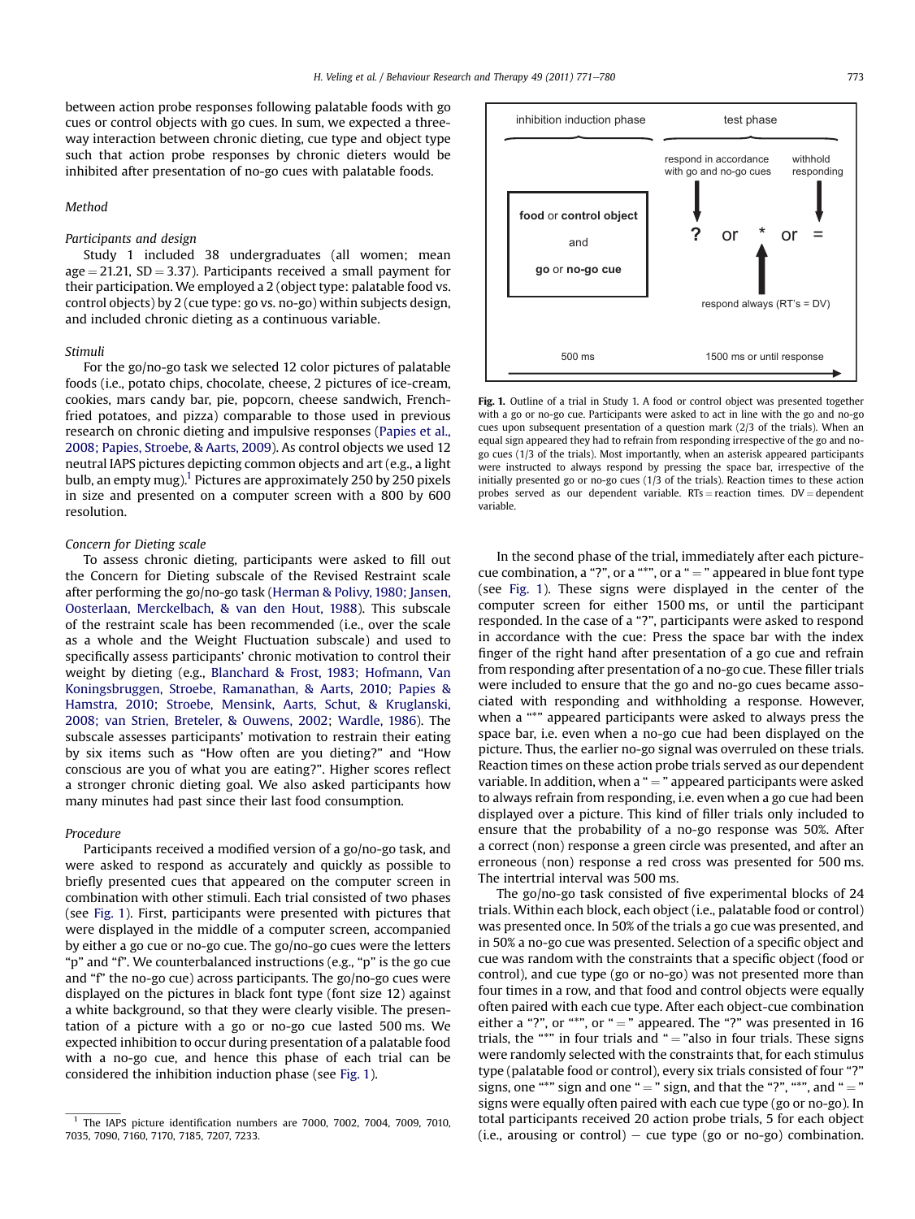between action probe responses following palatable foods with go cues or control objects with go cues. In sum, we expected a three-way interaction between chronic dieting, cue type and object type such that action probe responses by chronic dieters would be inhibited after presentation of no-go cues with palatable foods.

## Method

### Participants and design

Study 1 included 38 undergraduates (all women; mean age = 21.21, SD = 3.37). Participants received a small payment for their participation. We employed a 2 (object type: palatable food vs. control objects) by 2 (cue type: go vs. no-go) within subjects design, and included chronic dieting as a continuous variable.

### Stimuli

For the go/no-go task we selected 12 color pictures of palatable foods (i.e., potato chips, chocolate, cheese, 2 pictures of ice-cream, cookies, mars candy bar, pie, popcorn, cheese sandwich, French-fried potatoes, and pizza) comparable to those used in previous research on chronic dieting and impulsive responses (Papies et al., 2008; Papies, Stroebe, & Aarts, 2009). As control objects we used 12 neutral IAPS pictures depicting common objects and art (e.g., a light bulb, an empty mug).[1] Pictures are approximately 250 by 250 pixels in size and presented on a computer screen with a 800 by 600 resolution.

### Concern for Dieting scale

To assess chronic dieting, participants were asked to fill out the Concern for Dieting subscale of the Revised Restraint scale after performing the go/no-go task (Herman & Polivy, 1980; Jansen, Oosterlaan, Merckelbach, & van den Hout, 1988). This subscale of the restraint scale has been recommended (i.e., over the scale as a whole and the Weight Fluctuation subscale) and used to specifically assess participants' chronic motivation to control their weight by dieting (e.g., Blanchard & Frost, 1983; Hofmann, Van Koningsbruggen, Stroebe, Ramanathan, & Aarts, 2010; Papies & Hamstra, 2010; Stroebe, Mensink, Aarts, Schut, & Kruglanski, 2008; van Strien, Breteler, & Ouwens, 2002; Wardle, 1986). The subscale assesses participants' motivation to restrain their eating by six items such as "How often are you dieting?" and "How conscious are you of what you are eating?". Higher scores reflect a stronger chronic dieting goal. We also asked participants how many minutes had past since their last food consumption.

### Procedure

Participants received a modified version of a go/no-go task, and were asked to respond as accurately and quickly as possible to briefly presented cues that appeared on the computer screen in combination with other stimuli. Each trial consisted of two phases (see Fig. 1). First, participants were presented with pictures that were displayed in the middle of a computer screen, accompanied by either a go cue or no-go cue. The go/no-go cues were the letters "p" and "f". We counterbalanced instructions (e.g., "p" is the go cue and "f" the no-go cue) across participants. The go/no-go cues were displayed on the pictures in black font type (font size 12) against a white background, so that they were clearly visible. The presentation of a picture with a go or no-go cue lasted 500 ms. We expected inhibition to occur during presentation of a palatable food with a no-go cue, and hence this phase of each trial can be considered the inhibition induction phase (see Fig. 1).

| inhibition induction phase | test phase | |
|---|---|---|
| | respond in accordance with go and no-go cues | withhold responding |
| **food** or **control object** and **go** or **no-go cue** | ? or * or = | |
| | respond always (RT's = DV) | |
| 500 ms | 1500 ms or until response | |

Fig. 1. Outline of a trial in Study 1. A food or control object was presented together with a go or no-go cue. Participants were asked to act in line with the go and no-go cues upon subsequent presentation of a question mark (2/3 of the trials). When an equal sign appeared they had to refrain from responding irrespective of the go and no-go cues (1/3 of the trials). Most importantly, when an asterisk appeared participants were instructed to always respond by pressing the space bar, irrespective of the initially presented go or no-go cues (1/3 of the trials). Reaction times to these action probes served as our dependent variable. RTs = reaction times. DV = dependent variable.

In the second phase of the trial, immediately after each picture-cue combination, a "?", or a "*", or a " = " appeared in blue font type (see Fig. 1). These signs were displayed in the center of the computer screen for either 1500 ms, or until the participant responded. In the case of a "?", participants were asked to respond in accordance with the cue: Press the space bar with the index finger of the right hand after presentation of a go cue and refrain from responding after presentation of a no-go cue. These filler trials were included to ensure that the go and no-go cues became associated with responding and withholding a response. However, when a "*" appeared participants were asked to always press the space bar, i.e. even when a no-go cue had been displayed on the picture. Thus, the earlier no-go signal was overruled on these trials. Reaction times on these action probe trials served as our dependent variable. In addition, when a " = " appeared participants were asked to always refrain from responding, i.e. even when a go cue had been displayed over a picture. This kind of filler trials only included to ensure that the probability of a no-go response was 50%. After a correct (non) response a green circle was presented, and after an erroneous (non) response a red cross was presented for 500 ms. The intertrial interval was 500 ms.

The go/no-go task consisted of five experimental blocks of 24 trials. Within each block, each object (i.e., palatable food or control) was presented once. In 50% of the trials a go cue was presented, and in 50% a no-go cue was presented. Selection of a specific object and cue was random with the constraints that a specific object (food or control), and cue type (go or no-go) was not presented more than four times in a row, and that food and control objects were equally often paired with each cue type. After each object-cue combination either a "?", or "*", or " = " appeared. The "?" was presented in 16 trials, the "*" in four trials and " = "also in four trials. These signs were randomly selected with the constraints that, for each stimulus type (palatable food or control), every six trials consisted of four "?" signs, one "*" sign and one " = " sign, and that the "?", "*", and " = " signs were equally often paired with each cue type (go or no-go). In total participants received 20 action probe trials, 5 for each object (i.e., arousing or control) – cue type (go or no-go) combination.

[1] The IAPS picture identification numbers are 7000, 7002, 7004, 7009, 7010, 7035, 7090, 7160, 7170, 7185, 7207, 7233.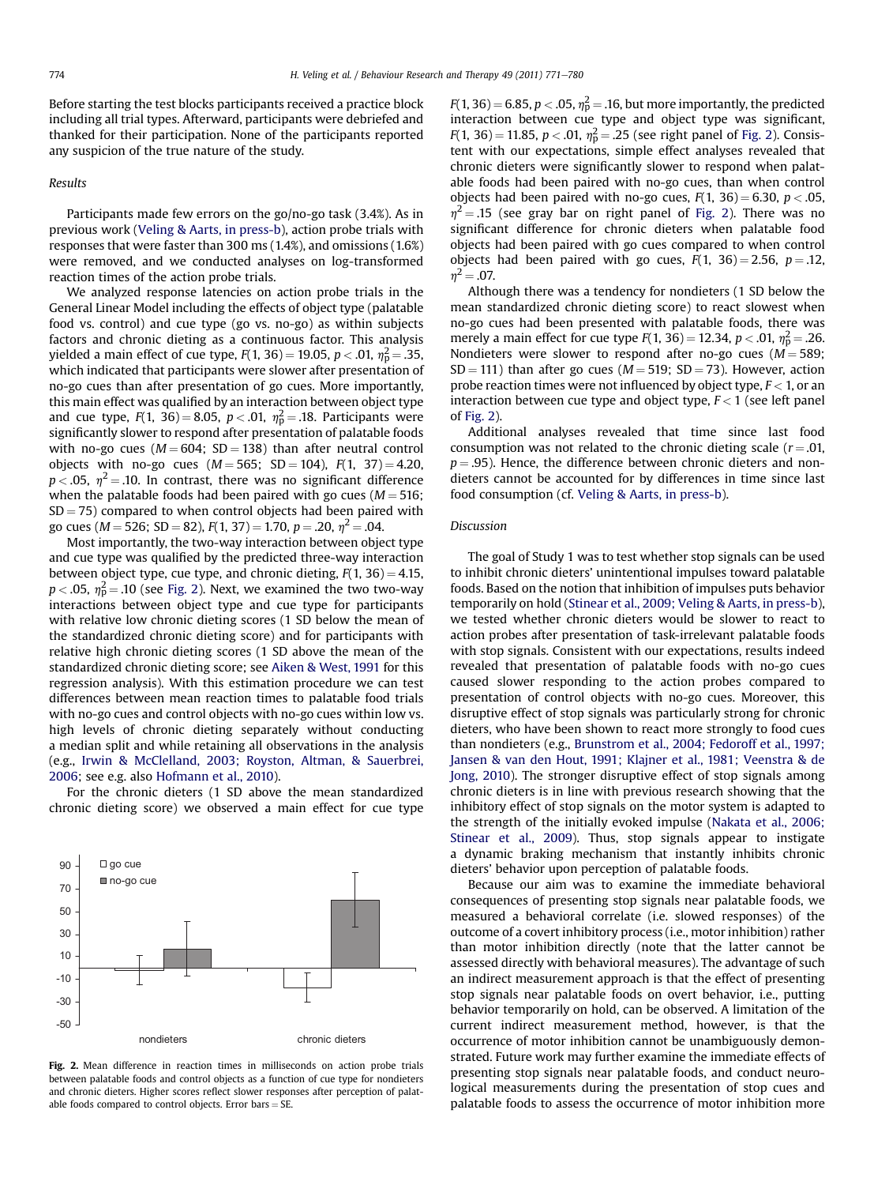Before starting the test blocks participants received a practice block including all trial types. Afterward, participants were debriefed and thanked for their participation. None of the participants reported any suspicion of the true nature of the study.

### Results

Participants made few errors on the go/no-go task (3.4%). As in previous work (Veling & Aarts, in press-b), action probe trials with responses that were faster than 300 ms (1.4%), and omissions (1.6%) were removed, and we conducted analyses on log-transformed reaction times of the action probe trials.

We analyzed response latencies on action probe trials in the General Linear Model including the effects of object type (palatable food vs. control) and cue type (go vs. no-go) as within subjects factors and chronic dieting as a continuous factor. This analysis yielded a main effect of cue type, $F(1, 36) = 19.05$, $p < .01$, $\eta_p^2 = .35$, which indicated that participants were slower after presentation of no-go cues than after presentation of go cues. More importantly, this main effect was qualified by an interaction between object type and cue type, $F(1, 36) = 8.05$, $p < .01$, $\eta_p^2 = .18$. Participants were significantly slower to respond after presentation of palatable foods with no-go cues ($M = 604$; $SD = 138$) than after neutral control objects with no-go cues ($M = 565$; $SD = 104$), $F(1, 37) = 4.20$, $p < .05$, $\eta^2 = .10$. In contrast, there was no significant difference when the palatable foods had been paired with go cues ($M = 516$; $SD = 75$) compared to when control objects had been paired with go cues ($M = 526$; $SD = 82$), $F(1, 37) = 1.70$, $p = .20$, $\eta^2 = .04$.

Most importantly, the two-way interaction between object type and cue type was qualified by the predicted three-way interaction between object type, cue type, and chronic dieting, $F(1, 36) = 4.15$, $p < .05$, $\eta_p^2 = .10$ (see Fig. 2). Next, we examined the two two-way interactions between object type and cue type for participants with relative low chronic dieting scores (1 SD below the mean of the standardized chronic dieting score) and for participants with relative high chronic dieting scores (1 SD above the mean of the standardized chronic dieting score; see Aiken & West, 1991 for this regression analysis). With this estimation procedure we can test differences between mean reaction times to palatable food trials with no-go cues and control objects with no-go cues within low vs. high levels of chronic dieting separately without conducting a median split and while retaining all observations in the analysis (e.g., Irwin & McClelland, 2003; Royston, Altman, & Sauerbrei, 2006; see e.g. also Hofmann et al., 2010).

For the chronic dieters (1 SD above the mean standardized chronic dieting score) we observed a main effect for cue type $F(1, 36) = 6.85$, $p < .05$, $\eta_p^2 = .16$, but more importantly, the predicted interaction between cue type and object type was significant, $F(1, 36) = 11.85$, $p < .01$, $\eta_p^2 = .25$ (see right panel of Fig. 2). Consistent with our expectations, simple effect analyses revealed that chronic dieters were significantly slower to respond when palatable foods had been paired with no-go cues, than when control objects had been paired with no-go cues, $F(1, 36) = 6.30$, $p < .05$, $\eta^2 = .15$ (see gray bar on right panel of Fig. 2). There was no significant difference for chronic dieters when palatable food objects had been paired with go cues compared to when control objects had been paired with go cues, $F(1, 36) = 2.56$, $p = .12$, $\eta^2 = .07$.

Although there was a tendency for nondieters (1 SD below the mean standardized chronic dieting score) to react slowest when no-go cues had been presented with palatable foods, there was merely a main effect for cue type $F(1, 36) = 12.34$, $p < .01$, $\eta_p^2 = .26$. Nondieters were slower to respond after no-go cues ($M = 589$; $SD = 111$) than after go cues ($M = 519$; $SD = 73$). However, action probe reaction times were not influenced by object type, $F < 1$, or an interaction between cue type and object type, $F < 1$ (see left panel of Fig. 2).

Additional analyses revealed that time since last food consumption was not related to the chronic dieting scale ($r = .01$, $p = .95$). Hence, the difference between chronic dieters and nondieters cannot be accounted for by differences in time since last food consumption (cf. Veling & Aarts, in press-b).

90
70
50
30
10
-10
-30
-50
□ go cue
■ no-go cue
nondieters
chronic dieters

Fig. 2. Mean difference in reaction times in milliseconds on action probe trials between palatable foods and control objects as a function of cue type for nondieters and chronic dieters. Higher scores reflect slower responses after perception of palatable foods compared to control objects. Error bars = SE.

### Discussion

The goal of Study 1 was to test whether stop signals can be used to inhibit chronic dieters' unintentional impulses toward palatable foods. Based on the notion that inhibition of impulses puts behavior temporarily on hold (Stinear et al., 2009; Veling & Aarts, in press-b), we tested whether chronic dieters would be slower to react to action probes after presentation of task-irrelevant palatable foods with stop signals. Consistent with our expectations, results indeed revealed that presentation of palatable foods with no-go cues caused slower responding to the action probes compared to presentation of control objects with no-go cues. Moreover, this disruptive effect of stop signals was particularly strong for chronic dieters, who have been shown to react more strongly to food cues than nondieters (e.g., Brunstrom et al., 2004; Fedoroff et al., 1997; Jansen & van den Hout, 1991; Klajner et al., 1981; Veenstra & de Jong, 2010). The stronger disruptive effect of stop signals among chronic dieters is in line with previous research showing that the inhibitory effect of stop signals on the motor system is adapted to the strength of the initially evoked impulse (Nakata et al., 2006; Stinear et al., 2009). Thus, stop signals appear to instigate a dynamic braking mechanism that instantly inhibits chronic dieters' behavior upon perception of palatable foods.

Because our aim was to examine the immediate behavioral consequences of presenting stop signals near palatable foods, we measured a behavioral correlate (i.e. slowed responses) of the outcome of a covert inhibitory process (i.e., motor inhibition) rather than motor inhibition directly (note that the latter cannot be assessed directly with behavioral measures). The advantage of such an indirect measurement approach is that the effect of presenting stop signals near palatable foods on overt behavior, i.e., putting behavior temporarily on hold, can be observed. A limitation of the current indirect measurement method, however, is that the occurrence of motor inhibition cannot be unambiguously demonstrated. Future work may further examine the immediate effects of presenting stop signals near palatable foods, and conduct neurological measurements during the presentation of stop cues and palatable foods to assess the occurrence of motor inhibition more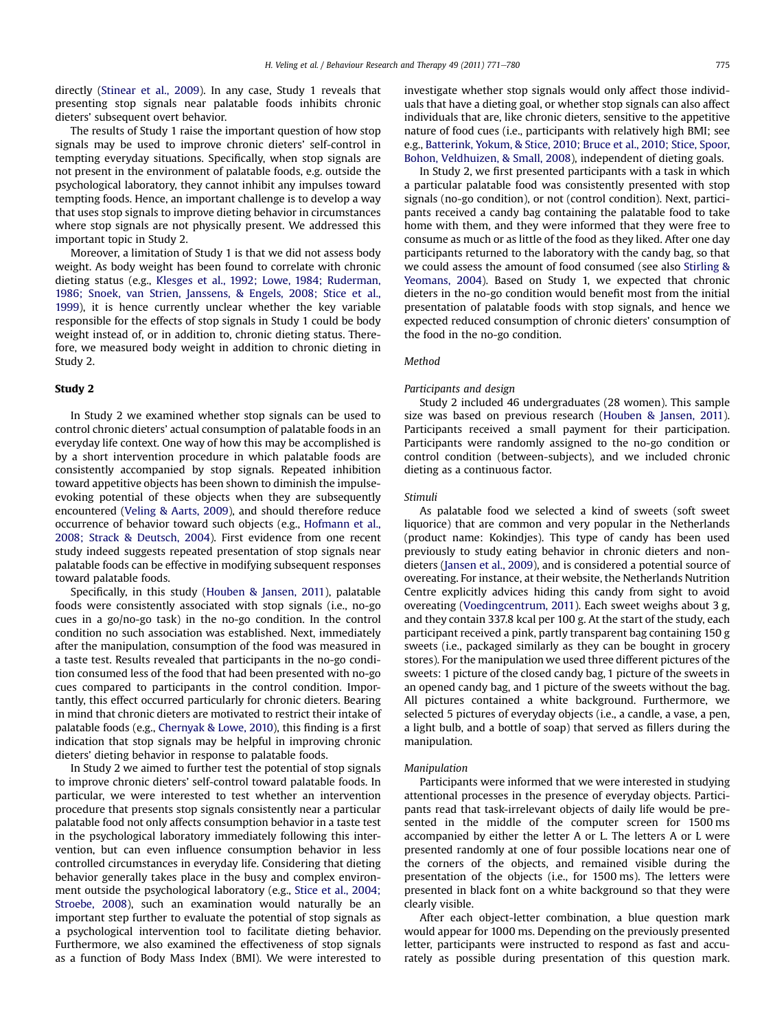directly (Stinear et al., 2009). In any case, Study 1 reveals that presenting stop signals near palatable foods inhibits chronic dieters' subsequent overt behavior.

The results of Study 1 raise the important question of how stop signals may be used to improve chronic dieters' self-control in tempting everyday situations. Specifically, when stop signals are not present in the environment of palatable foods, e.g. outside the psychological laboratory, they cannot inhibit any impulses toward tempting foods. Hence, an important challenge is to develop a way that uses stop signals to improve dieting behavior in circumstances where stop signals are not physically present. We addressed this important topic in Study 2.

Moreover, a limitation of Study 1 is that we did not assess body weight. As body weight has been found to correlate with chronic dieting status (e.g., Klesges et al., 1992; Lowe, 1984; Ruderman, 1986; Snoek, van Strien, Janssens, & Engels, 2008; Stice et al., 1999), it is hence currently unclear whether the key variable responsible for the effects of stop signals in Study 1 could be body weight instead of, or in addition to, chronic dieting status. Therefore, we measured body weight in addition to chronic dieting in Study 2.

## Study 2

In Study 2 we examined whether stop signals can be used to control chronic dieters' actual consumption of palatable foods in an everyday life context. One way of how this may be accomplished is by a short intervention procedure in which palatable foods are consistently accompanied by stop signals. Repeated inhibition toward appetitive objects has been shown to diminish the impulse-evoking potential of these objects when they are subsequently encountered (Veling & Aarts, 2009), and should therefore reduce occurrence of behavior toward such objects (e.g., Hofmann et al., 2008; Strack & Deutsch, 2004). First evidence from one recent study indeed suggests repeated presentation of stop signals near palatable foods can be effective in modifying subsequent responses toward palatable foods.

Specifically, in this study (Houben & Jansen, 2011), palatable foods were consistently associated with stop signals (i.e., no-go cues in a go/no-go task) in the no-go condition. In the control condition no such association was established. Next, immediately after the manipulation, consumption of the food was measured in a taste test. Results revealed that participants in the no-go condition consumed less of the food that had been presented with no-go cues compared to participants in the control condition. Importantly, this effect occurred particularly for chronic dieters. Bearing in mind that chronic dieters are motivated to restrict their intake of palatable foods (e.g., Chernyak & Lowe, 2010), this finding is a first indication that stop signals may be helpful in improving chronic dieters' dieting behavior in response to palatable foods.

In Study 2 we aimed to further test the potential of stop signals to improve chronic dieters' self-control toward palatable foods. In particular, we were interested to test whether an intervention procedure that presents stop signals consistently near a particular palatable food not only affects consumption behavior in a taste test in the psychological laboratory immediately following this intervention, but can even influence consumption behavior in less controlled circumstances in everyday life. Considering that dieting behavior generally takes place in the busy and complex environment outside the psychological laboratory (e.g., Stice et al., 2004; Stroebe, 2008), such an examination would naturally be an important step further to evaluate the potential of stop signals as a psychological intervention tool to facilitate dieting behavior. Furthermore, we also examined the effectiveness of stop signals as a function of Body Mass Index (BMI). We were interested to investigate whether stop signals would only affect those individuals that have a dieting goal, or whether stop signals can also affect individuals that are, like chronic dieters, sensitive to the appetitive nature of food cues (i.e., participants with relatively high BMI; see e.g., Batterink, Yokum, & Stice, 2010; Bruce et al., 2010; Stice, Spoor, Bohon, Veldhuizen, & Small, 2008), independent of dieting goals.

In Study 2, we first presented participants with a task in which a particular palatable food was consistently presented with stop signals (no-go condition), or not (control condition). Next, participants received a candy bag containing the palatable food to take home with them, and they were informed that they were free to consume as much or as little of the food as they liked. After one day participants returned to the laboratory with the candy bag, so that we could assess the amount of food consumed (see also Stirling & Yeomans, 2004). Based on Study 1, we expected that chronic dieters in the no-go condition would benefit most from the initial presentation of palatable foods with stop signals, and hence we expected reduced consumption of chronic dieters' consumption of the food in the no-go condition.

### Method

#### Participants and design

Study 2 included 46 undergraduates (28 women). This sample size was based on previous research (Houben & Jansen, 2011). Participants received a small payment for their participation. Participants were randomly assigned to the no-go condition or control condition (between-subjects), and we included chronic dieting as a continuous factor.

#### Stimuli

As palatable food we selected a kind of sweets (soft sweet liquorice) that are common and very popular in the Netherlands (product name: Kokindjes). This type of candy has been used previously to study eating behavior in chronic dieters and non-dieters (Jansen et al., 2009), and is considered a potential source of overeating. For instance, at their website, the Netherlands Nutrition Centre explicitly advices hiding this candy from sight to avoid overeating (Voedingcentrum, 2011). Each sweet weighs about 3 g, and they contain 337.8 kcal per 100 g. At the start of the study, each participant received a pink, partly transparent bag containing 150 g sweets (i.e., packaged similarly as they can be bought in grocery stores). For the manipulation we used three different pictures of the sweets: 1 picture of the closed candy bag, 1 picture of the sweets in an opened candy bag, and 1 picture of the sweets without the bag. All pictures contained a white background. Furthermore, we selected 5 pictures of everyday objects (i.e., a candle, a vase, a pen, a light bulb, and a bottle of soap) that served as fillers during the manipulation.

#### Manipulation

Participants were informed that we were interested in studying attentional processes in the presence of everyday objects. Participants read that task-irrelevant objects of daily life would be presented in the middle of the computer screen for 1500 ms accompanied by either the letter A or L. The letters A or L were presented randomly at one of four possible locations near one of the corners of the objects, and remained visible during the presentation of the objects (i.e., for 1500 ms). The letters were presented in black font on a white background so that they were clearly visible.

After each object-letter combination, a blue question mark would appear for 1000 ms. Depending on the previously presented letter, participants were instructed to respond as fast and accurately as possible during presentation of this question mark.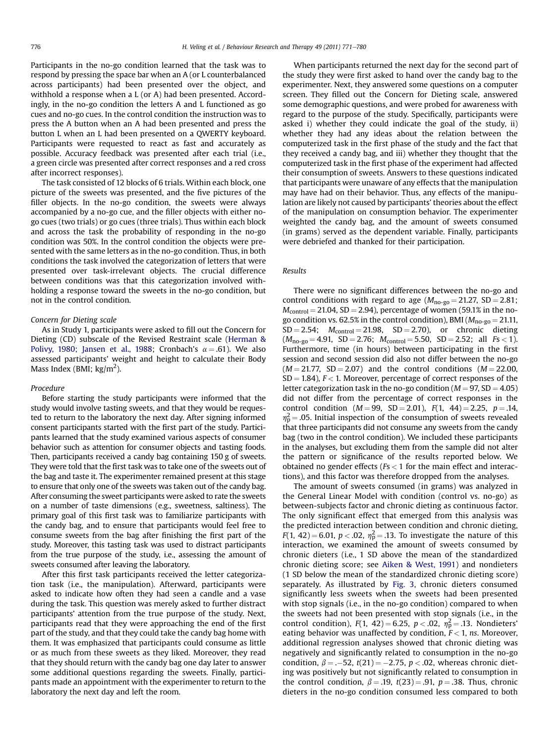Participants in the no-go condition learned that the task was to respond by pressing the space bar when an A (or L counterbalanced across participants) had been presented over the object, and withhold a response when a L (or A) had been presented. Accordingly, in the no-go condition the letters A and L functioned as go cues and no-go cues. In the control condition the instruction was to press the A button when an A had been presented and press the button L when an L had been presented on a QWERTY keyboard. Participants were requested to react as fast and accurately as possible. Accuracy feedback was presented after each trial (i.e., a green circle was presented after correct responses and a red cross after incorrect responses).

The task consisted of 12 blocks of 6 trials. Within each block, one picture of the sweets was presented, and the five pictures of the filler objects. In the no-go condition, the sweets were always accompanied by a no-go cue, and the filler objects with either no-go cues (two trials) or go cues (three trials). Thus within each block and across the task the probability of responding in the no-go condition was 50%. In the control condition the objects were presented with the same letters as in the no-go condition. Thus, in both conditions the task involved the categorization of letters that were presented over task-irrelevant objects. The crucial difference between conditions was that this categorization involved withholding a response toward the sweets in the no-go condition, but not in the control condition.

*Concern for Dieting scale*

As in Study 1, participants were asked to fill out the Concern for Dieting (CD) subscale of the Revised Restraint scale (Herman & Polivy, 1980; Jansen et al., 1988; Cronbach's $\alpha = .61$). We also assessed participants' weight and height to calculate their Body Mass Index (BMI; $kg/m^2$).

*Procedure*

Before starting the study participants were informed that the study would involve tasting sweets, and that they would be requested to return to the laboratory the next day. After signing informed consent participants started with the first part of the study. Participants learned that the study examined various aspects of consumer behavior such as attention for consumer objects and tasting foods. Then, participants received a candy bag containing 150 g of sweets. They were told that the first task was to take one of the sweets out of the bag and taste it. The experimenter remained present at this stage to ensure that only one of the sweets was taken out of the candy bag. After consuming the sweet participants were asked to rate the sweets on a number of taste dimensions (e.g., sweetness, saltiness). The primary goal of this first task was to familiarize participants with the candy bag, and to ensure that participants would feel free to consume sweets from the bag after finishing the first part of the study. Moreover, this tasting task was used to distract participants from the true purpose of the study, i.e., assessing the amount of sweets consumed after leaving the laboratory.

After this first task participants received the letter categorization task (i.e., the manipulation). Afterward, participants were asked to indicate how often they had seen a candle and a vase during the task. This question was merely asked to further distract participants' attention from the true purpose of the study. Next, participants read that they were approaching the end of the first part of the study, and that they could take the candy bag home with them. It was emphasized that participants could consume as little or as much from these sweets as they liked. Moreover, they read that they should return with the candy bag one day later to answer some additional questions regarding the sweets. Finally, participants made an appointment with the experimenter to return to the laboratory the next day and left the room.

When participants returned the next day for the second part of the study they were first asked to hand over the candy bag to the experimenter. Next, they answered some questions on a computer screen. They filled out the Concern for Dieting scale, answered some demographic questions, and were probed for awareness with regard to the purpose of the study. Specifically, participants were asked i) whether they could indicate the goal of the study, ii) whether they had any ideas about the relation between the computerized task in the first phase of the study and the fact that they received a candy bag, and iii) whether they thought that the computerized task in the first phase of the experiment had affected their consumption of sweets. Answers to these questions indicated that participants were unaware of any effects that the manipulation may have had on their behavior. Thus, any effects of the manipulation are likely not caused by participants' theories about the effect of the manipulation on consumption behavior. The experimenter weighted the candy bag, and the amount of sweets consumed (in grams) served as the dependent variable. Finally, participants were debriefed and thanked for their participation.

*Results*

There were no significant differences between the no-go and control conditions with regard to age ($M_{\text{no-go}} = 21.27$, $SD = 2.81$; $M_{\text{control}} = 21.04$, $SD = 2.94$), percentage of women (59.1% in the no-go condition vs. 62.5% in the control condition), BMI ($M_{\text{no-go}} = 21.11$, $SD = 2.54$; $M_{\text{control}} = 21.98$, $SD = 2.70$), or chronic dieting ($M_{\text{no-go}} = 4.91$, $SD = 2.76$; $M_{\text{control}} = 5.50$, $SD = 2.52$; all $Fs < 1$). Furthermore, time (in hours) between participating in the first session and second session did also not differ between the no-go ($M = 21.77$, $SD = 2.07$) and the control conditions ($M = 22.00$, $SD = 1.84$), $F < 1$. Moreover, percentage of correct responses of the letter categorization task in the no-go condition ($M = 97$, $SD = 4.05$) did not differ from the percentage of correct responses in the control condition ($M = 99$, $SD = 2.01$), $F(1, 44) = 2.25$, $p = .14$, $\eta_p^2 = .05$. Initial inspection of the consumption of sweets revealed that three participants did not consume any sweets from the candy bag (two in the control condition). We included these participants in the analyses, but excluding them from the sample did not alter the pattern or significance of the results reported below. We obtained no gender effects ($Fs < 1$ for the main effect and interactions), and this factor was therefore dropped from the analyses.

The amount of sweets consumed (in grams) was analyzed in the General Linear Model with condition (control vs. no-go) as between-subjects factor and chronic dieting as continuous factor. The only significant effect that emerged from this analysis was the predicted interaction between condition and chronic dieting, $F(1, 42) = 6.01$, $p < .02$, $\eta_p^2 = .13$. To investigate the nature of this interaction, we examined the amount of sweets consumed by chronic dieters (i.e., 1 SD above the mean of the standardized chronic dieting score; see Aiken & West, 1991) and nondieters (1 SD below the mean of the standardized chronic dieting score) separately. As illustrated by Fig. 3, chronic dieters consumed significantly less sweets when the sweets had been presented with stop signals (i.e., in the no-go condition) compared to when the sweets had not been presented with stop signals (i.e., in the control condition), $F(1, 42) = 6.25$, $p < .02$, $\eta_p^2 = .13$. Nondieters' eating behavior was unaffected by condition, $F < 1$, *ns*. Moreover, additional regression analyses showed that chronic dieting was negatively and significantly related to consumption in the no-go condition, $\beta = .-52$, $t(21) = -2.75$, $p < .02$, whereas chronic dieting was positively but not significantly related to consumption in the control condition, $\beta = .19$, $t(23) = .91$, $p = .38$. Thus, chronic dieters in the no-go condition consumed less compared to both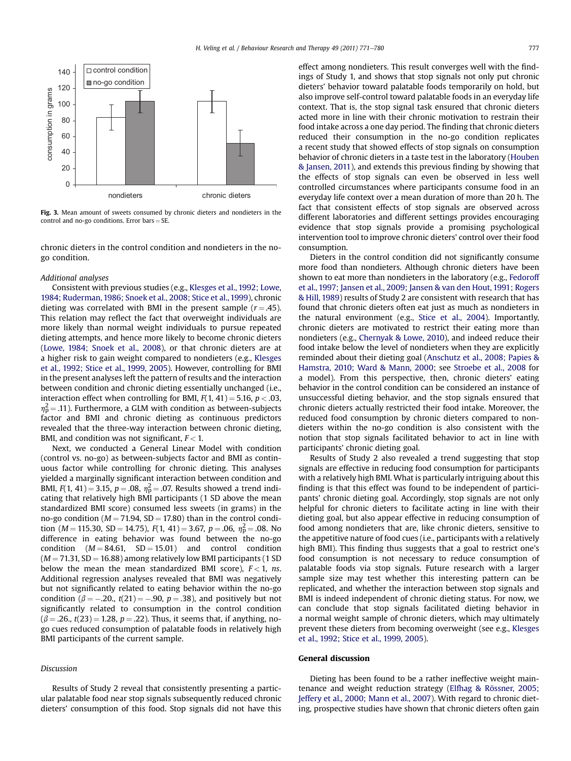Fig. 3. Mean amount of sweets consumed by chronic dieters and nondieters in the control and no-go conditions. Error bars = SE.

chronic dieters in the control condition and nondieters in the no-go condition.

*Additional analyses*

Consistent with previous studies (e.g., Klesges et al., 1992; Lowe, 1984; Ruderman, 1986; Snoek et al., 2008; Stice et al., 1999), chronic dieting was correlated with BMI in the present sample ($r = .45$). This relation may reflect the fact that overweight individuals are more likely than normal weight individuals to pursue repeated dieting attempts, and hence more likely to become chronic dieters (Lowe, 1984; Snoek et al., 2008), or that chronic dieters are at a higher risk to gain weight compared to nondieters (e.g., Klesges et al., 1992; Stice et al., 1999, 2005). However, controlling for BMI in the present analyses left the pattern of results and the interaction between condition and chronic dieting essentially unchanged (i.e., interaction effect when controlling for BMI, $F(1, 41) = 5.16$, $p < .03$, $\eta^2_p = .11$). Furthermore, a GLM with condition as between-subjects factor and BMI and chronic dieting as continuous predictors revealed that the three-way interaction between chronic dieting, BMI, and condition was not significant, $F < 1$.

Next, we conducted a General Linear Model with condition (control vs. no-go) as between-subjects factor and BMI as continuous factor while controlling for chronic dieting. This analyses yielded a marginally significant interaction between condition and BMI, $F(1, 41) = 3.15$, $p = .08$, $\eta^2_p = .07$. Results showed a trend indicating that relatively high BMI participants (1 SD above the mean standardized BMI score) consumed less sweets (in grams) in the no-go condition ($M = 71.94$, $SD = 17.80$) than in the control condition ($M = 115.30$, $SD = 14.75$), $F(1, 41) = 3.67$, $p = .06$, $\eta^2_p = .08$. No difference in eating behavior was found between the no-go condition ($M = 84.61$, $SD = 15.01$) and control condition ($M = 71.31$, $SD = 16.88$) among relatively low BMI participants (1 SD below the mean standardized BMI score), $F < 1$, *ns*. Additional regression analyses revealed that BMI was negatively but not significantly related to eating behavior within the no-go condition ($\beta = -.20$., $t(21) = -.90$, $p = .38$), and positively but not significantly related to consumption in the control condition ($\beta = .26$., $t(23) = 1.28$, $p = .22$). Thus, it seems that, if anything, no-go cues reduced consumption of palatable foods in relatively high BMI participants of the current sample.

*Discussion*

Results of Study 2 reveal that consistently presenting a particular palatable food near stop signals subsequently reduced chronic dieters' consumption of this food. Stop signals did not have this effect among nondieters. This result converges well with the findings of Study 1, and shows that stop signals not only put chronic dieters' behavior toward palatable foods temporarily on hold, but also improve self-control toward palatable foods in an everyday life context. That is, the stop signal task ensured that chronic dieters acted more in line with their chronic motivation to restrain their food intake across a one day period. The finding that chronic dieters reduced their consumption in the no-go condition replicates a recent study that showed effects of stop signals on consumption behavior of chronic dieters in a taste test in the laboratory (Houben & Jansen, 2011), and extends this previous finding by showing that the effects of stop signals can even be observed in less well controlled circumstances where participants consume food in an everyday life context over a mean duration of more than 20 h. The fact that consistent effects of stop signals are observed across different laboratories and different settings provides encouraging evidence that stop signals provide a promising psychological intervention tool to improve chronic dieters' control over their food consumption.

Dieters in the control condition did not significantly consume more food than nondieters. Although chronic dieters have been shown to eat more than nondieters in the laboratory (e.g., Fedoroff et al., 1997; Jansen et al., 2009; Jansen & van den Hout, 1991; Rogers & Hill, 1989) results of Study 2 are consistent with research that has found that chronic dieters often eat just as much as nondieters in the natural environment (e.g., Stice et al., 2004). Importantly, chronic dieters are motivated to restrict their eating more than nondieters (e.g., Chernyak & Lowe, 2010), and indeed reduce their food intake below the level of nondieters when they are explicitly reminded about their dieting goal (Anschutz et al., 2008; Papies & Hamstra, 2010; Ward & Mann, 2000; see Stroebe et al., 2008 for a model). From this perspective, then, chronic dieters' eating behavior in the control condition can be considered an instance of unsuccessful dieting behavior, and the stop signals ensured that chronic dieters actually restricted their food intake. Moreover, the reduced food consumption by chronic dieters compared to nondieters within the no-go condition is also consistent with the notion that stop signals facilitated behavior to act in line with participants' chronic dieting goal.

Results of Study 2 also revealed a trend suggesting that stop signals are effective in reducing food consumption for participants with a relatively high BMI. What is particularly intriguing about this finding is that this effect was found to be independent of participants' chronic dieting goal. Accordingly, stop signals are not only helpful for chronic dieters to facilitate acting in line with their dieting goal, but also appear effective in reducing consumption of food among nondieters that are, like chronic dieters, sensitive to the appetitive nature of food cues (i.e., participants with a relatively high BMI). This finding thus suggests that a goal to restrict one's food consumption is not necessary to reduce consumption of palatable foods via stop signals. Future research with a larger sample size may test whether this interesting pattern can be replicated, and whether the interaction between stop signals and BMI is indeed independent of chronic dieting status. For now, we can conclude that stop signals facilitated dieting behavior in a normal weight sample of chronic dieters, which may ultimately prevent these dieters from becoming overweight (see e.g., Klesges et al., 1992; Stice et al., 1999, 2005).

## General discussion

Dieting has been found to be a rather ineffective weight maintenance and weight reduction strategy (Elfhag & Rössner, 2005; Jeffery et al., 2000; Mann et al., 2007). With regard to chronic dieting, prospective studies have shown that chronic dieters often gain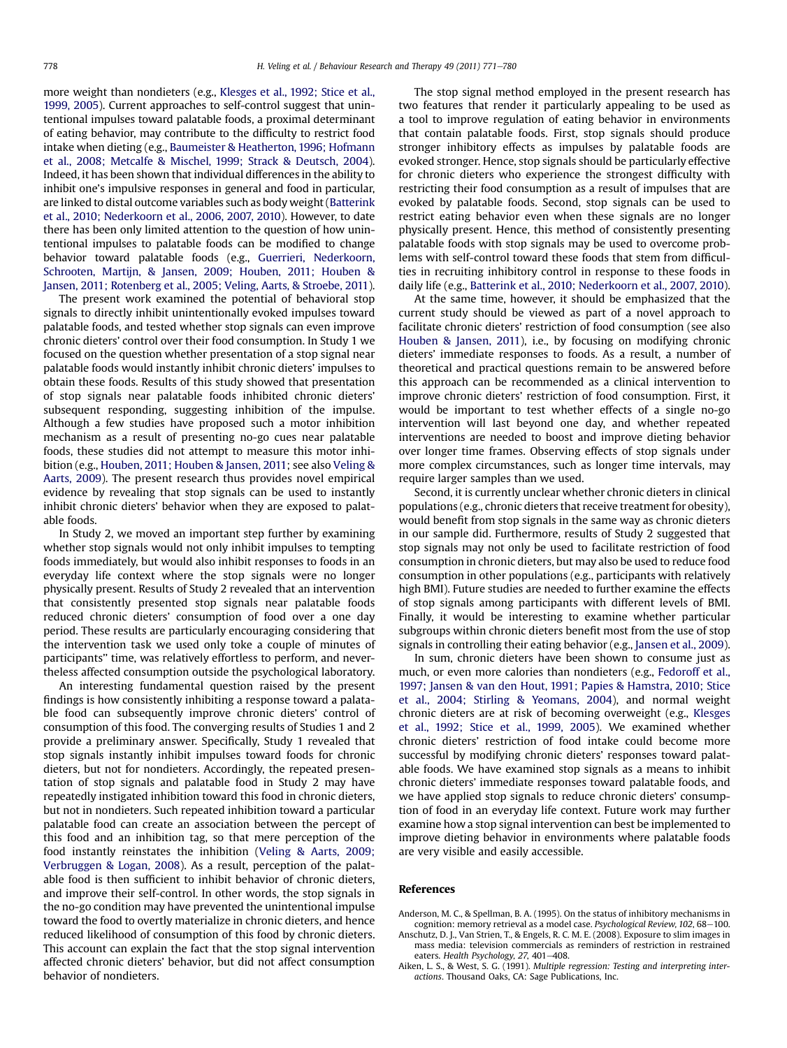more weight than nondieters (e.g., Klesges et al., 1992; Stice et al., 1999, 2005). Current approaches to self-control suggest that unintentional impulses toward palatable foods, a proximal determinant of eating behavior, may contribute to the difficulty to restrict food intake when dieting (e.g., Baumeister & Heatherton, 1996; Hofmann et al., 2008; Metcalfe & Mischel, 1999; Strack & Deutsch, 2004). Indeed, it has been shown that individual differences in the ability to inhibit one's impulsive responses in general and food in particular, are linked to distal outcome variables such as body weight (Batterink et al., 2010; Nederkoorn et al., 2006, 2007, 2010). However, to date there has been only limited attention to the question of how unintentional impulses to palatable foods can be modified to change behavior toward palatable foods (e.g., Guerrieri, Nederkoorn, Schrooten, Martijn, & Jansen, 2009; Houben, 2011; Houben & Jansen, 2011; Rotenberg et al., 2005; Veling, Aarts, & Stroebe, 2011).

The present work examined the potential of behavioral stop signals to directly inhibit unintentionally evoked impulses toward palatable foods, and tested whether stop signals can even improve chronic dieters' control over their food consumption. In Study 1 we focused on the question whether presentation of a stop signal near palatable foods would instantly inhibit chronic dieters' impulses to obtain these foods. Results of this study showed that presentation of stop signals near palatable foods inhibited chronic dieters' subsequent responding, suggesting inhibition of the impulse. Although a few studies have proposed such a motor inhibition mechanism as a result of presenting no-go cues near palatable foods, these studies did not attempt to measure this motor inhibition (e.g., Houben, 2011; Houben & Jansen, 2011; see also Veling & Aarts, 2009). The present research thus provides novel empirical evidence by revealing that stop signals can be used to instantly inhibit chronic dieters' behavior when they are exposed to palatable foods.

In Study 2, we moved an important step further by examining whether stop signals would not only inhibit impulses to tempting foods immediately, but would also inhibit responses to foods in an everyday life context where the stop signals were no longer physically present. Results of Study 2 revealed that an intervention that consistently presented stop signals near palatable foods reduced chronic dieters' consumption of food over a one day period. These results are particularly encouraging considering that the intervention task we used only toke a couple of minutes of participants'' time, was relatively effortless to perform, and nevertheless affected consumption outside the psychological laboratory.

An interesting fundamental question raised by the present findings is how consistently inhibiting a response toward a palatable food can subsequently improve chronic dieters' control of consumption of this food. The converging results of Studies 1 and 2 provide a preliminary answer. Specifically, Study 1 revealed that stop signals instantly inhibit impulses toward foods for chronic dieters, but not for nondieters. Accordingly, the repeated presentation of stop signals and palatable food in Study 2 may have repeatedly instigated inhibition toward this food in chronic dieters, but not in nondieters. Such repeated inhibition toward a particular palatable food can create an association between the percept of this food and an inhibition tag, so that mere perception of the food instantly reinstates the inhibition (Veling & Aarts, 2009; Verbruggen & Logan, 2008). As a result, perception of the palatable food is then sufficient to inhibit behavior of chronic dieters, and improve their self-control. In other words, the stop signals in the no-go condition may have prevented the unintentional impulse toward the food to overtly materialize in chronic dieters, and hence reduced likelihood of consumption of this food by chronic dieters. This account can explain the fact that the stop signal intervention affected chronic dieters' behavior, but did not affect consumption behavior of nondieters.

The stop signal method employed in the present research has two features that render it particularly appealing to be used as a tool to improve regulation of eating behavior in environments that contain palatable foods. First, stop signals should produce stronger inhibitory effects as impulses by palatable foods are evoked stronger. Hence, stop signals should be particularly effective for chronic dieters who experience the strongest difficulty with restricting their food consumption as a result of impulses that are evoked by palatable foods. Second, stop signals can be used to restrict eating behavior even when these signals are no longer physically present. Hence, this method of consistently presenting palatable foods with stop signals may be used to overcome problems with self-control toward these foods that stem from difficulties in recruiting inhibitory control in response to these foods in daily life (e.g., Batterink et al., 2010; Nederkoorn et al., 2007, 2010).

At the same time, however, it should be emphasized that the current study should be viewed as part of a novel approach to facilitate chronic dieters' restriction of food consumption (see also Houben & Jansen, 2011), i.e., by focusing on modifying chronic dieters' immediate responses to foods. As a result, a number of theoretical and practical questions remain to be answered before this approach can be recommended as a clinical intervention to improve chronic dieters' restriction of food consumption. First, it would be important to test whether effects of a single no-go intervention will last beyond one day, and whether repeated interventions are needed to boost and improve dieting behavior over longer time frames. Observing effects of stop signals under more complex circumstances, such as longer time intervals, may require larger samples than we used.

Second, it is currently unclear whether chronic dieters in clinical populations (e.g., chronic dieters that receive treatment for obesity), would benefit from stop signals in the same way as chronic dieters in our sample did. Furthermore, results of Study 2 suggested that stop signals may not only be used to facilitate restriction of food consumption in chronic dieters, but may also be used to reduce food consumption in other populations (e.g., participants with relatively high BMI). Future studies are needed to further examine the effects of stop signals among participants with different levels of BMI. Finally, it would be interesting to examine whether particular subgroups within chronic dieters benefit most from the use of stop signals in controlling their eating behavior (e.g., Jansen et al., 2009).

In sum, chronic dieters have been shown to consume just as much, or even more calories than nondieters (e.g., Fedoroff et al., 1997; Jansen & van den Hout, 1991; Papies & Hamstra, 2010; Stice et al., 2004; Stirling & Yeomans, 2004), and normal weight chronic dieters are at risk of becoming overweight (e.g., Klesges et al., 1992; Stice et al., 1999, 2005). We examined whether chronic dieters' restriction of food intake could become more successful by modifying chronic dieters' responses toward palatable foods. We have examined stop signals as a means to inhibit chronic dieters' immediate responses toward palatable foods, and we have applied stop signals to reduce chronic dieters' consumption of food in an everyday life context. Future work may further examine how a stop signal intervention can best be implemented to improve dieting behavior in environments where palatable foods are very visible and easily accessible.

## References

Anderson, M. C., & Spellman, B. A. (1995). On the status of inhibitory mechanisms in cognition: memory retrieval as a model case. *Psychological Review, 102*, 68–100.

Anschutz, D. J., Van Strien, T., & Engels, R. C. M. E. (2008). Exposure to slim images in mass media: television commercials as reminders of restriction in restrained eaters. *Health Psychology, 27*, 401–408.

Aiken, L. S., & West, S. G. (1991). *Multiple regression: Testing and interpreting interactions*. Thousand Oaks, CA: Sage Publications, Inc.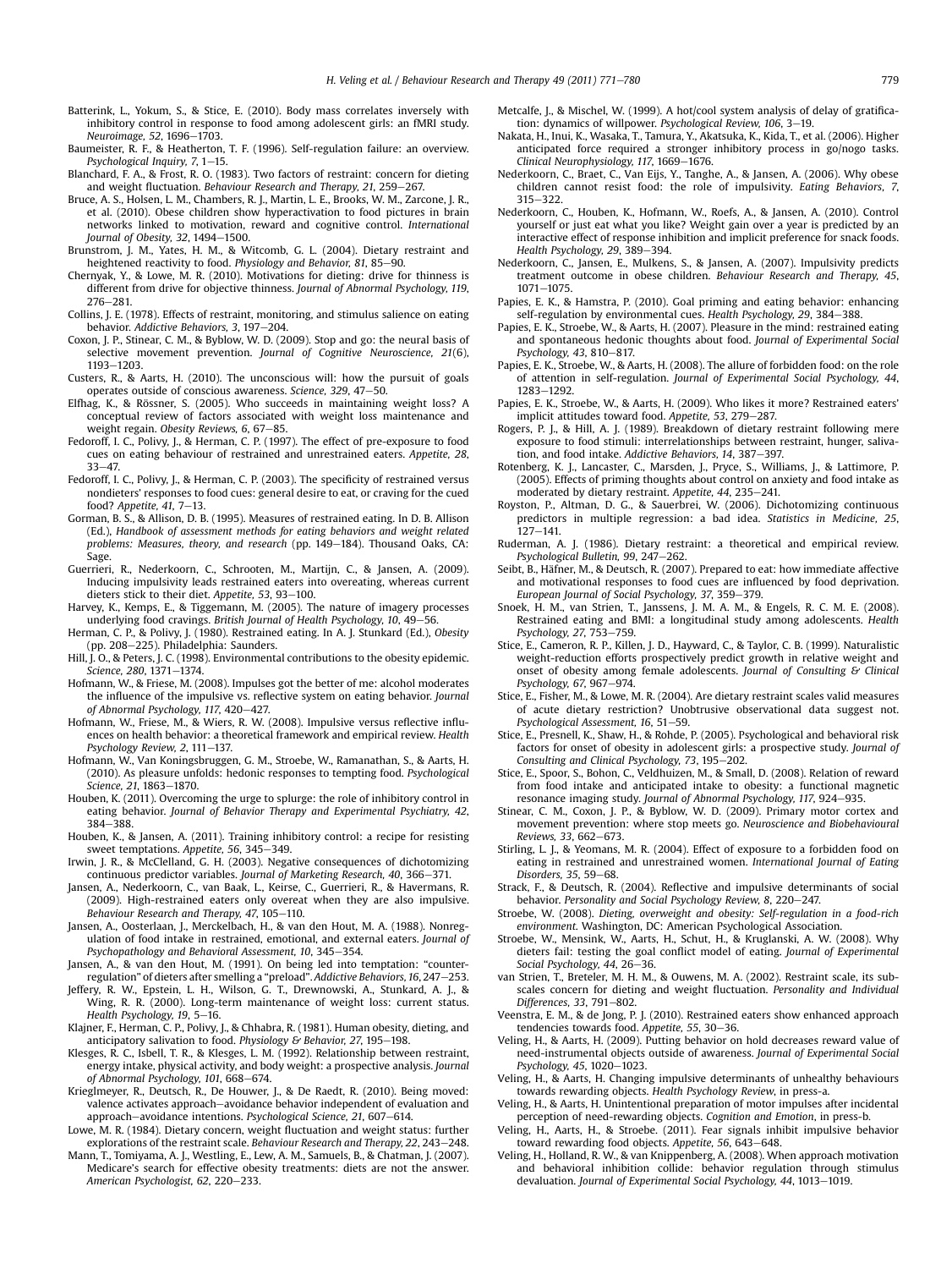Batterink, L., Yokum, S., & Stice, E. (2010). Body mass correlates inversely with inhibitory control in response to food among adolescent girls: an fMRI study. *Neuroimage, 52*, 1696–1703.

Baumeister, R. F., & Heatherton, T. F. (1996). Self-regulation failure: an overview. *Psychological Inquiry, 7*, 1–15.

Blanchard, F. A., & Frost, R. O. (1983). Two factors of restraint: concern for dieting and weight fluctuation. *Behaviour Research and Therapy, 21*, 259–267.

Bruce, A. S., Holsen, L. M., Chambers, R. J., Martin, L. E., Brooks, W. M., Zarcone, J. R., et al. (2010). Obese children show hyperactivation to food pictures in brain networks linked to motivation, reward and cognitive control. *International Journal of Obesity, 32*, 1494–1500.

Brunstrom, J. M., Yates, H. M., & Witcomb, G. L. (2004). Dietary restraint and heightened reactivity to food. *Physiology and Behavior, 81*, 85–90.

Chernyak, Y., & Lowe, M. R. (2010). Motivations for dieting: drive for thinness is different from drive for objective thinness. *Journal of Abnormal Psychology, 119*, 276–281.

Collins, J. E. (1978). Effects of restraint, monitoring, and stimulus salience on eating behavior. *Addictive Behaviors, 3*, 197–204.

Coxon, J. P., Stinear, C. M., & Byblow, W. D. (2009). Stop and go: the neural basis of selective movement prevention. *Journal of Cognitive Neuroscience, 21*(6), 1193–1203.

Custers, R., & Aarts, H. (2010). The unconscious will: how the pursuit of goals operates outside of conscious awareness. *Science, 329*, 47–50.

Elfhag, K., & Rössner, S. (2005). Who succeeds in maintaining weight loss? A conceptual review of factors associated with weight loss maintenance and weight regain. *Obesity Reviews, 6*, 67–85.

Fedoroff, I. C., Polivy, J., & Herman, C. P. (1997). The effect of pre-exposure to food cues on eating behaviour of restrained and unrestrained eaters. *Appetite, 28*, 33–47.

Fedoroff, I. C., Polivy, J., & Herman, C. P. (2003). The specificity of restrained versus nondieters' responses to food cues: general desire to eat, or craving for the cued food? *Appetite, 41*, 7–13.

Gorman, B. S., & Allison, D. B. (1995). Measures of restrained eating. In D. B. Allison (Ed.), *Handbook of assessment methods for eating behaviors and weight related problems: Measures, theory, and research* (pp. 149–184). Thousand Oaks, CA: Sage.

Guerrieri, R., Nederkoorn, C., Schrooten, M., Martijn, C., & Jansen, A. (2009). Inducing impulsivity leads restrained eaters into overeating, whereas current dieters stick to their diet. *Appetite, 53*, 93–100.

Harvey, K., Kemps, E., & Tiggemann, M. (2005). The nature of imagery processes underlying food cravings. *British Journal of Health Psychology, 10*, 49–56.

Herman, C. P., & Polivy, J. (1980). Restrained eating. In A. J. Stunkard (Ed.), *Obesity* (pp. 208–225). Philadelphia: Saunders.

Hill, J. O., & Peters, J. C. (1998). Environmental contributions to the obesity epidemic. *Science, 280*, 1371–1374.

Hofmann, W., & Friese, M. (2008). Impulses got the better of me: alcohol moderates the influence of the impulsive vs. reflective system on eating behavior. *Journal of Abnormal Psychology, 117*, 420–427.

Hofmann, W., Friese, M., & Wiers, R. W. (2008). Impulsive versus reflective influences on health behavior: a theoretical framework and empirical review. *Health Psychology Review, 2*, 111–137.

Hofmann, W., Van Koningsbruggen, G. M., Stroebe, W., Ramanathan, S., & Aarts, H. (2010). As pleasure unfolds: hedonic responses to tempting food. *Psychological Science, 21*, 1863–1870.

Houben, K. (2011). Overcoming the urge to splurge: the role of inhibitory control in eating behavior. *Journal of Behavior Therapy and Experimental Psychiatry, 42*, 384–388.

Houben, K., & Jansen, A. (2011). Training inhibitory control: a recipe for resisting sweet temptations. *Appetite, 56*, 345–349.

Irwin, J. R., & McClelland, G. H. (2003). Negative consequences of dichotomizing continuous predictor variables. *Journal of Marketing Research, 40*, 366–371.

Jansen, A., Nederkoorn, C., van Baak, L., Keirse, C., Guerrieri, R., & Havermans, R. (2009). High-restrained eaters only overeat when they are also impulsive. *Behaviour Research and Therapy, 47*, 105–110.

Jansen, A., Oosterlaan, J., Merckelbach, H., & van den Hout, M. A. (1988). Nonregulation of food intake in restrained, emotional, and external eaters. *Journal of Psychopathology and Behavioral Assessment, 10*, 345–354.

Jansen, A., & van den Hout, M. (1991). On being led into temptation: "counterregulation" of dieters after smelling a "preload". *Addictive Behaviors, 16*, 247–253.

Jeffery, R. W., Epstein, L. H., Wilson, G. T., Drewnowski, A., Stunkard, A. J., & Wing, R. R. (2000). Long-term maintenance of weight loss: current status. *Health Psychology, 19*, 5–16.

Klajner, F., Herman, C. P., Polivy, J., & Chhabra, R. (1981). Human obesity, dieting, and anticipatory salivation to food. *Physiology & Behavior, 27*, 195–198.

Klesges, R. C., Isbell, T. R., & Klesges, L. M. (1992). Relationship between restraint, energy intake, physical activity, and body weight: a prospective analysis. *Journal of Abnormal Psychology, 101*, 668–674.

Krieglmeyer, R., Deutsch, R., De Houwer, J., & De Raedt, R. (2010). Being moved: valence activates approach–avoidance behavior independent of evaluation and approach–avoidance intentions. *Psychological Science, 21*, 607–614.

Lowe, M. R. (1984). Dietary concern, weight fluctuation and weight status: further explorations of the restraint scale. *Behaviour Research and Therapy, 22*, 243–248.

Mann, T., Tomiyama, A. J., Westling, E., Lew, A. M., Samuels, B., & Chatman, J. (2007). Medicare's search for effective obesity treatments: diets are not the answer. *American Psychologist, 62*, 220–233.

Metcalfe, J., & Mischel, W. (1999). A hot/cool system analysis of delay of gratification: dynamics of willpower. *Psychological Review, 106*, 3–19.

Nakata, H., Inui, K., Wasaka, T., Tamura, Y., Akatsuka, K., Kida, T., et al. (2006). Higher anticipated force required a stronger inhibitory process in go/nogo tasks. *Clinical Neurophysiology, 117*, 1669–1676.

Nederkoorn, C., Braet, C., Van Eijs, Y., Tanghe, A., & Jansen, A. (2006). Why obese children cannot resist food: the role of impulsivity. *Eating Behaviors, 7*, 315–322.

Nederkoorn, C., Houben, K., Hofmann, W., Roefs, A., & Jansen, A. (2010). Control yourself or just eat what you like? Weight gain over a year is predicted by an interactive effect of response inhibition and implicit preference for snack foods. *Health Psychology, 29*, 389–394.

Nederkoorn, C., Jansen, E., Mulkens, S., & Jansen, A. (2007). Impulsivity predicts treatment outcome in obese children. *Behaviour Research and Therapy, 45*, 1071–1075.

Papies, E. K., & Hamstra, P. (2010). Goal priming and eating behavior: enhancing self-regulation by environmental cues. *Health Psychology, 29*, 384–388.

Papies, E. K., Stroebe, W., & Aarts, H. (2007). Pleasure in the mind: restrained eating and spontaneous hedonic thoughts about food. *Journal of Experimental Social Psychology, 43*, 810–817.

Papies, E. K., Stroebe, W., & Aarts, H. (2008). The allure of forbidden food: on the role of attention in self-regulation. *Journal of Experimental Social Psychology, 44*, 1283–1292.

Papies, E. K., Stroebe, W., & Aarts, H. (2009). Who likes it more? Restrained eaters' implicit attitudes toward food. *Appetite, 53*, 279–287.

Rogers, P. J., & Hill, A. J. (1989). Breakdown of dietary restraint following mere exposure to food stimuli: interrelationships between restraint, hunger, salivation, and food intake. *Addictive Behaviors, 14*, 387–397.

Rotenberg, K. J., Lancaster, C., Marsden, J., Pryce, S., Williams, J., & Lattimore, P. (2005). Effects of priming thoughts about control on anxiety and food intake as moderated by dietary restraint. *Appetite, 44*, 235–241.

Royston, P., Altman, D. G., & Sauerbrei, W. (2006). Dichotomizing continuous predictors in multiple regression: a bad idea. *Statistics in Medicine, 25*, 127–141.

Ruderman, A. J. (1986). Dietary restraint: a theoretical and empirical review. *Psychological Bulletin, 99*, 247–262.

Seibt, B., Häfner, M., & Deutsch, R. (2007). Prepared to eat: how immediate affective and motivational responses to food cues are influenced by food deprivation. *European Journal of Social Psychology, 37*, 359–379.

Snoek, H. M., van Strien, T., Janssens, J. M. A. M., & Engels, R. C. M. E. (2008). Restrained eating and BMI: a longitudinal study among adolescents. *Health Psychology, 27*, 753–759.

Stice, E., Cameron, R. P., Killen, J. D., Hayward, C., & Taylor, C. B. (1999). Naturalistic weight-reduction efforts prospectively predict growth in relative weight and onset of obesity among female adolescents. *Journal of Consulting & Clinical Psychology, 67*, 967–974.

Stice, E., Fisher, M., & Lowe, M. R. (2004). Are dietary restraint scales valid measures of acute dietary restriction? Unobtrusive observational data suggest not. *Psychological Assessment, 16*, 51–59.

Stice, E., Presnell, K., Shaw, H., & Rohde, P. (2005). Psychological and behavioral risk factors for onset of obesity in adolescent girls: a prospective study. *Journal of Consulting and Clinical Psychology, 73*, 195–202.

Stice, E., Spoor, S., Bohon, C., Veldhuizen, M., & Small, D. (2008). Relation of reward from food intake and anticipated intake to obesity: a functional magnetic resonance imaging study. *Journal of Abnormal Psychology, 117*, 924–935.

Stinear, C. M., Coxon, J. P., & Byblow, W. D. (2009). Primary motor cortex and movement prevention: where stop meets go. *Neuroscience and Biobehavioural Reviews, 33*, 662–673.

Stirling, L. J., & Yeomans, M. R. (2004). Effect of exposure to a forbidden food on eating in restrained and unrestrained women. *International Journal of Eating Disorders, 35*, 59–68.

Strack, F., & Deutsch, R. (2004). Reflective and impulsive determinants of social behavior. *Personality and Social Psychology Review, 8*, 220–247.

Stroebe, W. (2008). *Dieting, overweight and obesity: Self-regulation in a food-rich environment*. Washington, DC: American Psychological Association.

Stroebe, W., Mensink, W., Aarts, H., Schut, H., & Kruglanski, A. W. (2008). Why dieters fail: testing the goal conflict model of eating. *Journal of Experimental Social Psychology, 44*, 26–36.

van Strien, T., Breteler, M. H. M., & Ouwens, M. A. (2002). Restraint scale, its subscales concern for dieting and weight fluctuation. *Personality and Individual Differences, 33*, 791–802.

Veenstra, E. M., & de Jong, P. J. (2010). Restrained eaters show enhanced approach tendencies towards food. *Appetite, 55*, 30–36.

Veling, H., & Aarts, H. (2009). Putting behavior on hold decreases reward value of need-instrumental objects outside of awareness. *Journal of Experimental Social Psychology, 45*, 1020–1023.

Veling, H., & Aarts, H. Changing impulsive determinants of unhealthy behaviours towards rewarding objects. *Health Psychology Review*, in press-a.

Veling, H., & Aarts, H. Unintentional preparation of motor impulses after incidental perception of need-rewarding objects. *Cognition and Emotion*, in press-b.

Veling, H., Aarts, H., & Stroebe, W. (2011). Fear signals inhibit impulsive behavior toward rewarding food objects. *Appetite, 56*, 643–648.

Veling, H., Holland, R. W., & van Knippenberg, A. (2008). When approach motivation and behavioral inhibition collide: behavior regulation through stimulus devaluation. *Journal of Experimental Social Psychology, 44*, 1013–1019.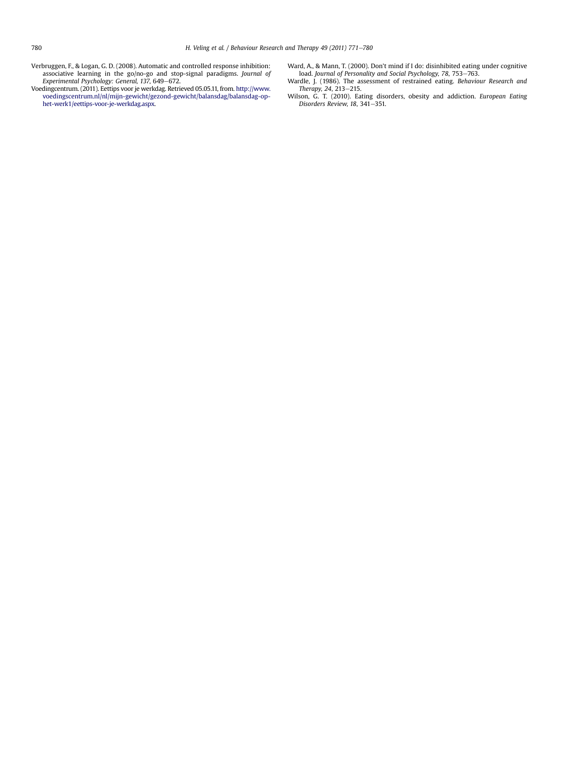Verbruggen, F., & Logan, G. D. (2008). Automatic and controlled response inhibition: associative learning in the go/no-go and stop-signal paradigms. *Journal of Experimental Psychology: General, 137*, 649–672.

Voedingcentrum. (2011). Eettips voor je werkdag. Retrieved 05.05.11, from. http://www.voedingscentrum.nl/nl/mijn-gewicht/gezond-gewicht/balansdag/balansdag-op-het-werk1/eettips-voor-je-werkdag.aspx.

Ward, A., & Mann, T. (2000). Don't mind if I do: disinhibited eating under cognitive load. *Journal of Personality and Social Psychology, 78*, 753–763.

Wardle, J. (1986). The assessment of restrained eating. *Behaviour Research and Therapy, 24*, 213–215.

Wilson, G. T. (2010). Eating disorders, obesity and addiction. *European Eating Disorders Review, 18*, 341–351.